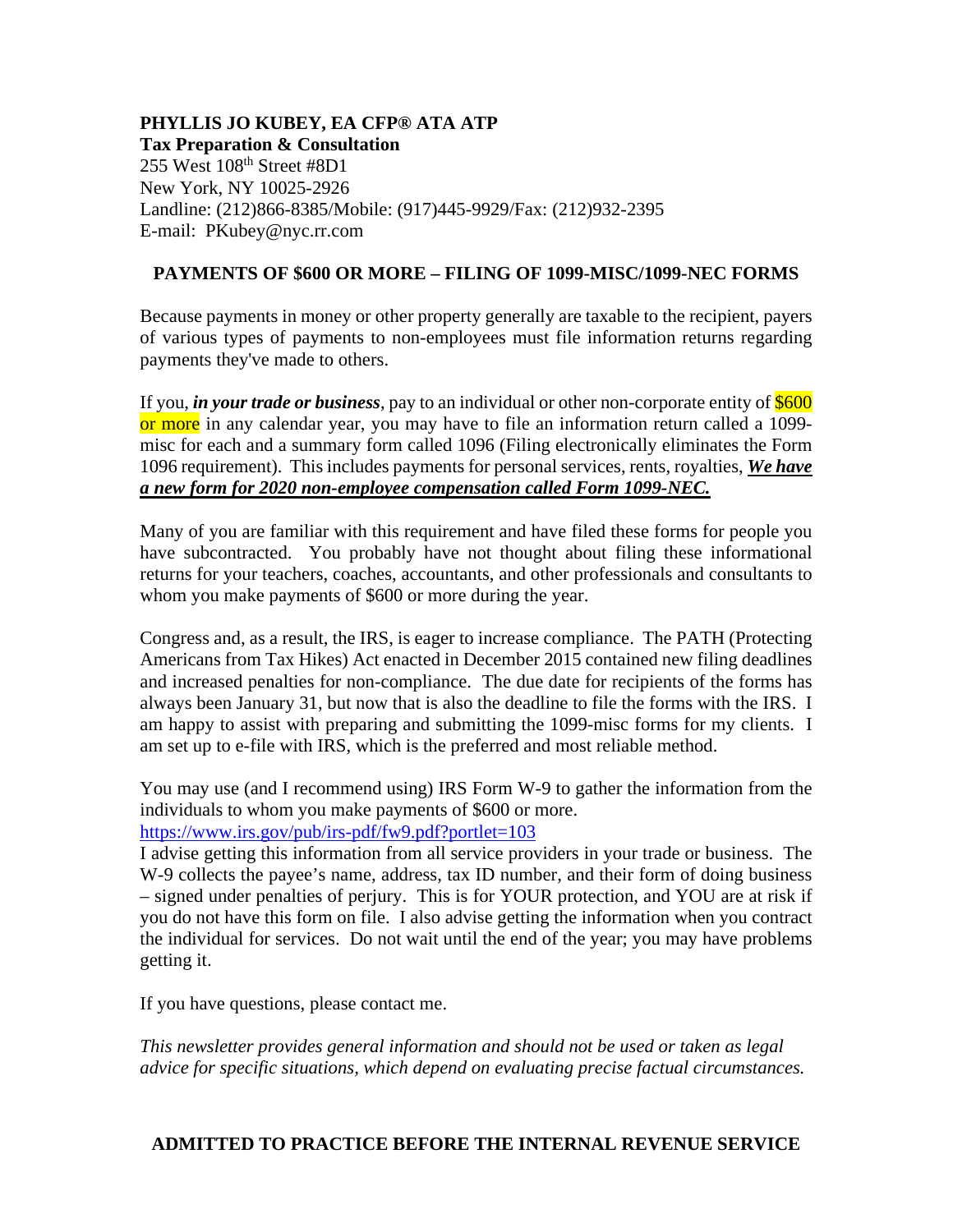**PHYLLIS JO KUBEY, EA CFP® ATA ATP**
**Tax Preparation & Consultation**
255 West 108th Street #8D1
New York, NY 10025-2926
Landline: (212)866-8385/Mobile: (917)445-9929/Fax: (212)932-2395
E-mail: PKubey@nyc.rr.com

## PAYMENTS OF $600 OR MORE – FILING OF 1099-MISC/1099-NEC FORMS

Because payments in money or other property generally are taxable to the recipient, payers of various types of payments to non-employees must file information returns regarding payments they've made to others.

If you, ***in your trade or business***, pay to an individual or other non-corporate entity of $600 or more in any calendar year, you may have to file an information return called a 1099-misc for each and a summary form called 1096 (Filing electronically eliminates the Form 1096 requirement). This includes payments for personal services, rents, royalties, ***We have a new form for 2020 non-employee compensation called Form 1099-NEC.***

Many of you are familiar with this requirement and have filed these forms for people you have subcontracted. You probably have not thought about filing these informational returns for your teachers, coaches, accountants, and other professionals and consultants to whom you make payments of $600 or more during the year.

Congress and, as a result, the IRS, is eager to increase compliance. The PATH (Protecting Americans from Tax Hikes) Act enacted in December 2015 contained new filing deadlines and increased penalties for non-compliance. The due date for recipients of the forms has always been January 31, but now that is also the deadline to file the forms with the IRS. I am happy to assist with preparing and submitting the 1099-misc forms for my clients. I am set up to e-file with IRS, which is the preferred and most reliable method.

You may use (and I recommend using) IRS Form W-9 to gather the information from the individuals to whom you make payments of $600 or more.
https://www.irs.gov/pub/irs-pdf/fw9.pdf?portlet=103
I advise getting this information from all service providers in your trade or business. The W-9 collects the payee's name, address, tax ID number, and their form of doing business – signed under penalties of perjury. This is for YOUR protection, and YOU are at risk if you do not have this form on file. I also advise getting the information when you contract the individual for services. Do not wait until the end of the year; you may have problems getting it.

If you have questions, please contact me.

*This newsletter provides general information and should not be used or taken as legal advice for specific situations, which depend on evaluating precise factual circumstances.*

**ADMITTED TO PRACTICE BEFORE THE INTERNAL REVENUE SERVICE**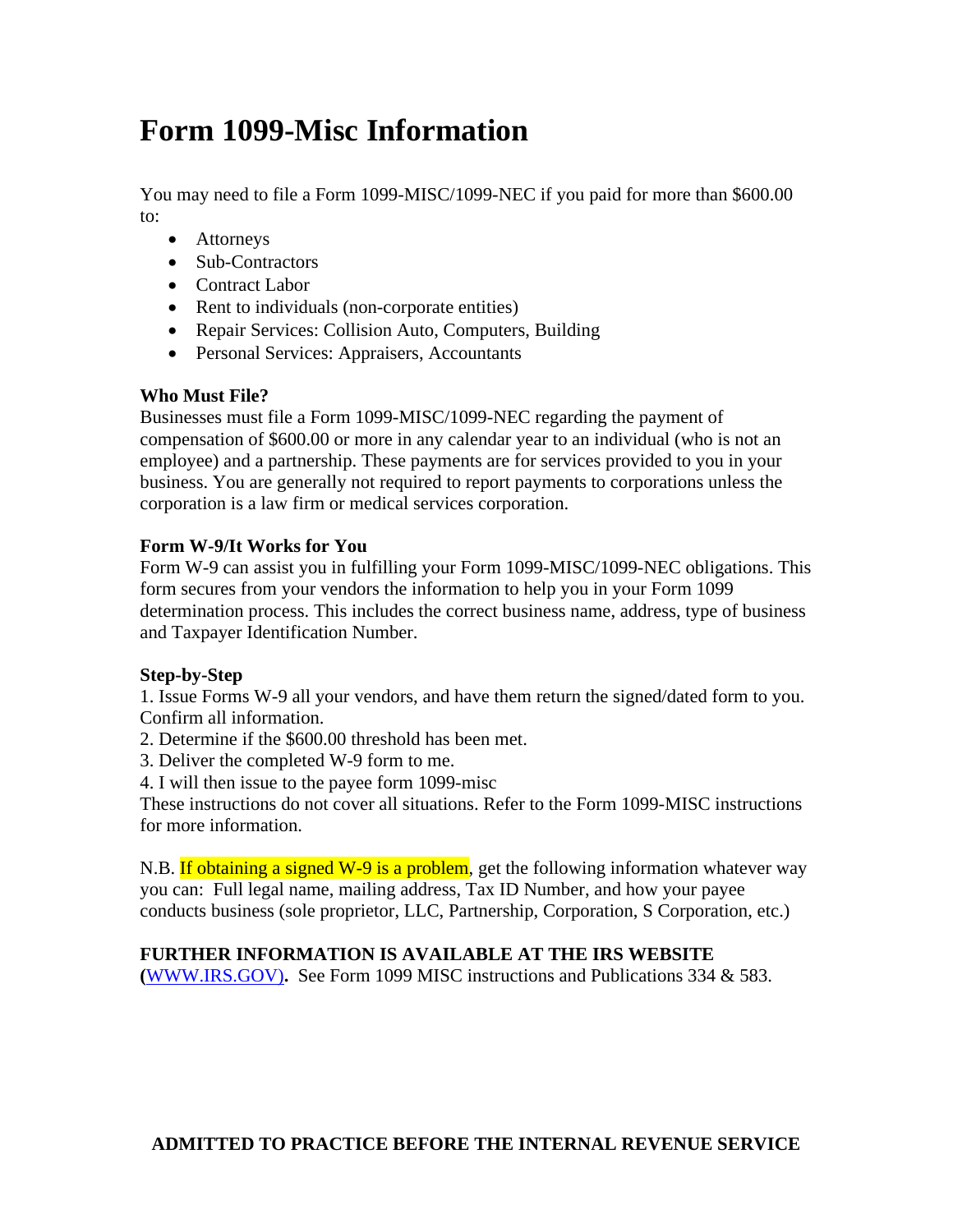# Form 1099-Misc Information

You may need to file a Form 1099-MISC/1099-NEC if you paid for more than $600.00 to:

- Attorneys
- Sub-Contractors
- Contract Labor
- Rent to individuals (non-corporate entities)
- Repair Services: Collision Auto, Computers, Building
- Personal Services: Appraisers, Accountants

**Who Must File?**
Businesses must file a Form 1099-MISC/1099-NEC regarding the payment of compensation of $600.00 or more in any calendar year to an individual (who is not an employee) and a partnership. These payments are for services provided to you in your business. You are generally not required to report payments to corporations unless the corporation is a law firm or medical services corporation.

**Form W-9/It Works for You**
Form W-9 can assist you in fulfilling your Form 1099-MISC/1099-NEC obligations. This form secures from your vendors the information to help you in your Form 1099 determination process. This includes the correct business name, address, type of business and Taxpayer Identification Number.

**Step-by-Step**
1. Issue Forms W-9 all your vendors, and have them return the signed/dated form to you. Confirm all information.
2. Determine if the $600.00 threshold has been met.
3. Deliver the completed W-9 form to me.
4. I will then issue to the payee form 1099-misc

These instructions do not cover all situations. Refer to the Form 1099-MISC instructions for more information.

N.B. If obtaining a signed W-9 is a problem, get the following information whatever way you can: Full legal name, mailing address, Tax ID Number, and how your payee conducts business (sole proprietor, LLC, Partnership, Corporation, S Corporation, etc.)

**FURTHER INFORMATION IS AVAILABLE AT THE IRS WEBSITE (WWW.IRS.GOV).** See Form 1099 MISC instructions and Publications 334 & 583.

**ADMITTED TO PRACTICE BEFORE THE INTERNAL REVENUE SERVICE**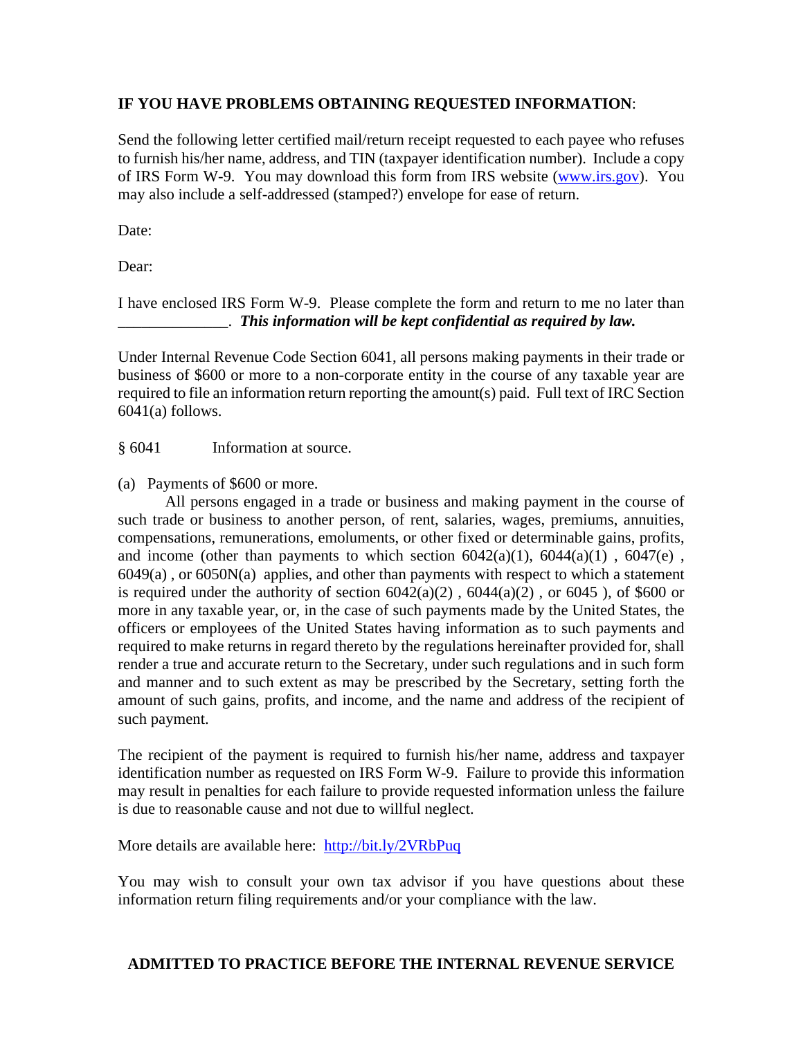**IF YOU HAVE PROBLEMS OBTAINING REQUESTED INFORMATION**:

Send the following letter certified mail/return receipt requested to each payee who refuses to furnish his/her name, address, and TIN (taxpayer identification number). Include a copy of IRS Form W-9. You may download this form from IRS website (www.irs.gov). You may also include a self-addressed (stamped?) envelope for ease of return.

Date:

Dear:

I have enclosed IRS Form W-9. Please complete the form and return to me no later than ______________. ***This information will be kept confidential as required by law.***

Under Internal Revenue Code Section 6041, all persons making payments in their trade or business of $600 or more to a non-corporate entity in the course of any taxable year are required to file an information return reporting the amount(s) paid. Full text of IRC Section 6041(a) follows.

§ 6041 Information at source.

(a) Payments of $600 or more.

All persons engaged in a trade or business and making payment in the course of such trade or business to another person, of rent, salaries, wages, premiums, annuities, compensations, remunerations, emoluments, or other fixed or determinable gains, profits, and income (other than payments to which section 6042(a)(1), 6044(a)(1) , 6047(e) , 6049(a) , or 6050N(a) applies, and other than payments with respect to which a statement is required under the authority of section 6042(a)(2) , 6044(a)(2) , or 6045 ), of $600 or more in any taxable year, or, in the case of such payments made by the United States, the officers or employees of the United States having information as to such payments and required to make returns in regard thereto by the regulations hereinafter provided for, shall render a true and accurate return to the Secretary, under such regulations and in such form and manner and to such extent as may be prescribed by the Secretary, setting forth the amount of such gains, profits, and income, and the name and address of the recipient of such payment.

The recipient of the payment is required to furnish his/her name, address and taxpayer identification number as requested on IRS Form W-9. Failure to provide this information may result in penalties for each failure to provide requested information unless the failure is due to reasonable cause and not due to willful neglect.

More details are available here: http://bit.ly/2VRbPuq

You may wish to consult your own tax advisor if you have questions about these information return filing requirements and/or your compliance with the law.

**ADMITTED TO PRACTICE BEFORE THE INTERNAL REVENUE SERVICE**